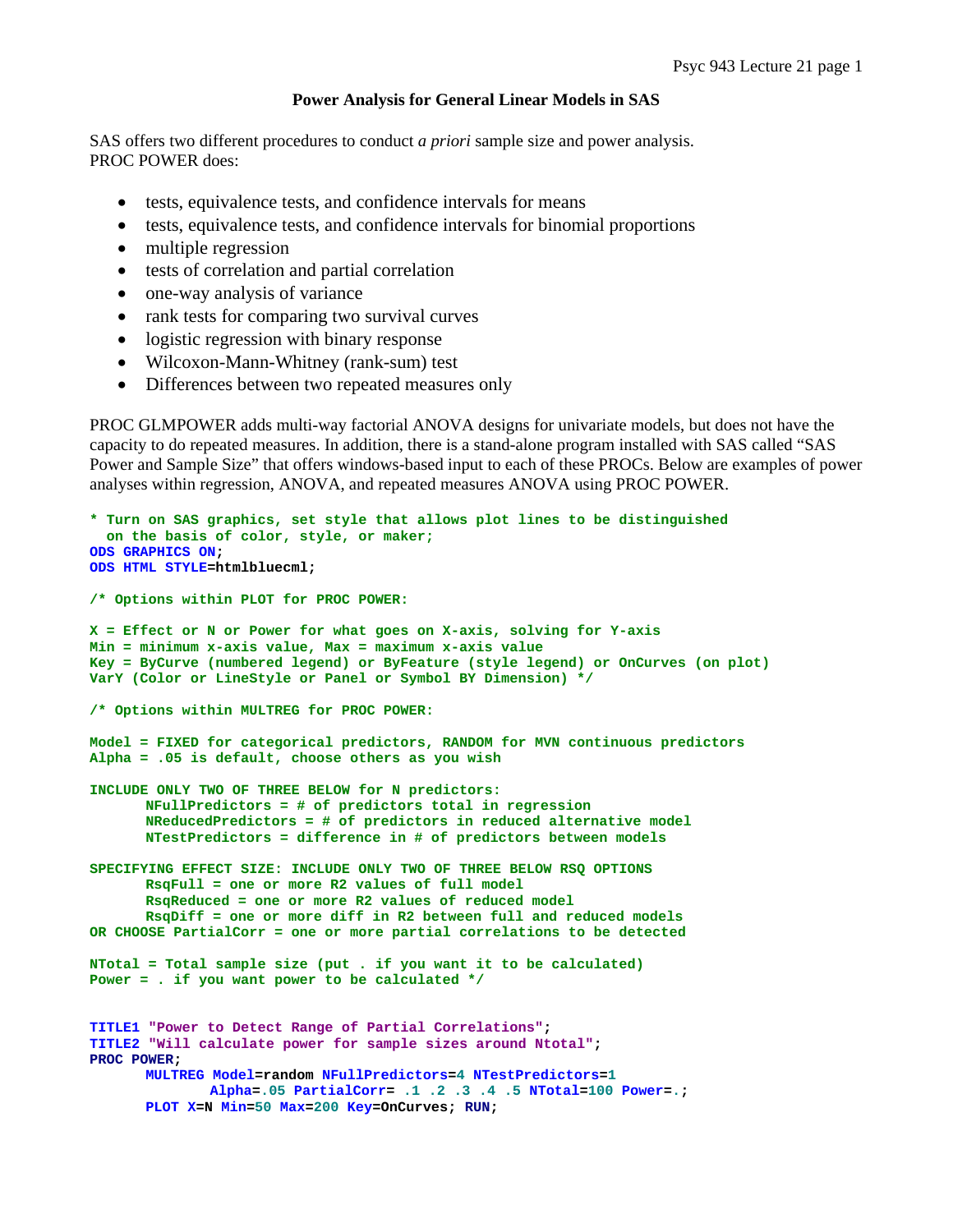# Power Analysis for General Linear Models in SAS

SAS offers two different procedures to conduct *a priori* sample size and power analysis. PROC POWER does:

- tests, equivalence tests, and confidence intervals for means
- tests, equivalence tests, and confidence intervals for binomial proportions
- multiple regression
- tests of correlation and partial correlation
- one-way analysis of variance
- rank tests for comparing two survival curves
- logistic regression with binary response
- Wilcoxon-Mann-Whitney (rank-sum) test
- Differences between two repeated measures only

PROC GLMPOWER adds multi-way factorial ANOVA designs for univariate models, but does not have the capacity to do repeated measures. In addition, there is a stand-alone program installed with SAS called "SAS Power and Sample Size" that offers windows-based input to each of these PROCs. Below are examples of power analyses within regression, ANOVA, and repeated measures ANOVA using PROC POWER.

```
* Turn on SAS graphics, set style that allows plot lines to be distinguished
  on the basis of color, style, or maker;
ODS GRAPHICS ON;
ODS HTML STYLE=htmlbluecml;

/* Options within PLOT for PROC POWER:

X = Effect or N or Power for what goes on X-axis, solving for Y-axis
Min = minimum x-axis value, Max = maximum x-axis value
Key = ByCurve (numbered legend) or ByFeature (style legend) or OnCurves (on plot)
VarY (Color or LineStyle or Panel or Symbol BY Dimension) */

/* Options within MULTREG for PROC POWER:

Model = FIXED for categorical predictors, RANDOM for MVN continuous predictors
Alpha = .05 is default, choose others as you wish

INCLUDE ONLY TWO OF THREE BELOW for N predictors:
      NFullPredictors = # of predictors total in regression
      NReducedPredictors = # of predictors in reduced alternative model
      NTestPredictors = difference in # of predictors between models

SPECIFYING EFFECT SIZE: INCLUDE ONLY TWO OF THREE BELOW RSQ OPTIONS
      RsqFull = one or more R2 values of full model
      RsqReduced = one or more R2 values of reduced model
      RsqDiff = one or more diff in R2 between full and reduced models
OR CHOOSE PartialCorr = one or more partial correlations to be detected

NTotal = Total sample size (put . if you want it to be calculated)
Power = . if you want power to be calculated */


TITLE1 "Power to Detect Range of Partial Correlations";
TITLE2 "Will calculate power for sample sizes around Ntotal";
PROC POWER;
      MULTREG Model=random NFullPredictors=4 NTestPredictors=1
             Alpha=.05 PartialCorr= .1 .2 .3 .4 .5 NTotal=100 Power=.;
      PLOT X=N Min=50 Max=200 Key=OnCurves; RUN;
```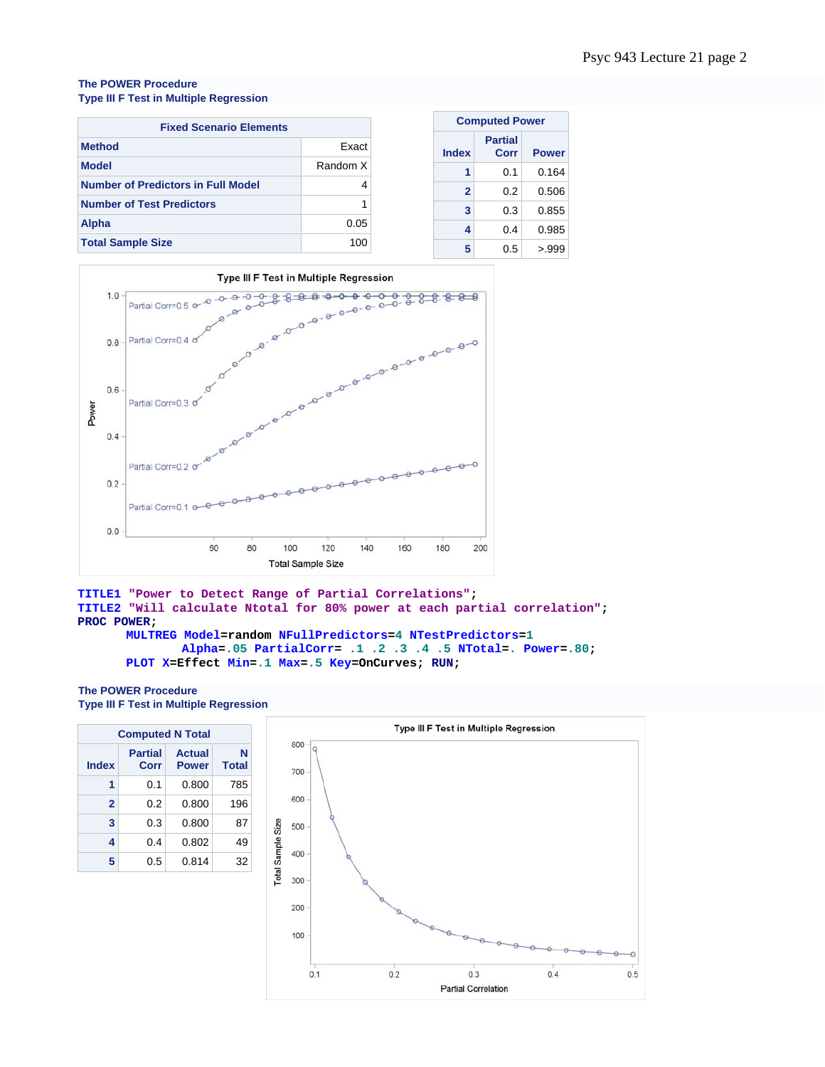The POWER Procedure
Type III F Test in Multiple Regression

| Fixed Scenario Elements | |
|---|---|
| Method | Exact |
| Model | Random X |
| Number of Predictors in Full Model | 4 |
| Number of Test Predictors | 1 |
| Alpha | 0.05 |
| Total Sample Size | 100 |

| Computed Power | | |
|---|---|---|
| Index | Partial Corr | Power |
| 1 | 0.1 | 0.164 |
| 2 | 0.2 | 0.506 |
| 3 | 0.3 | 0.855 |
| 4 | 0.4 | 0.985 |
| 5 | 0.5 | >.999 |

```
TITLE1 "Power to Detect Range of Partial Correlations";
TITLE2 "Will calculate Ntotal for 80% power at each partial correlation";
PROC POWER;
       MULTREG Model=random NFullPredictors=4 NTestPredictors=1
               Alpha=.05 PartialCorr= .1 .2 .3 .4 .5 NTotal=. Power=.80;
       PLOT X=Effect Min=.1 Max=.5 Key=OnCurves; RUN;
```

The POWER Procedure
Type III F Test in Multiple Regression

| Computed N Total | | | |
|---|---|---|---|
| Index | Partial Corr | Actual Power | N Total |
| 1 | 0.1 | 0.800 | 785 |
| 2 | 0.2 | 0.800 | 196 |
| 3 | 0.3 | 0.800 | 87 |
| 4 | 0.4 | 0.802 | 49 |
| 5 | 0.5 | 0.814 | 32 |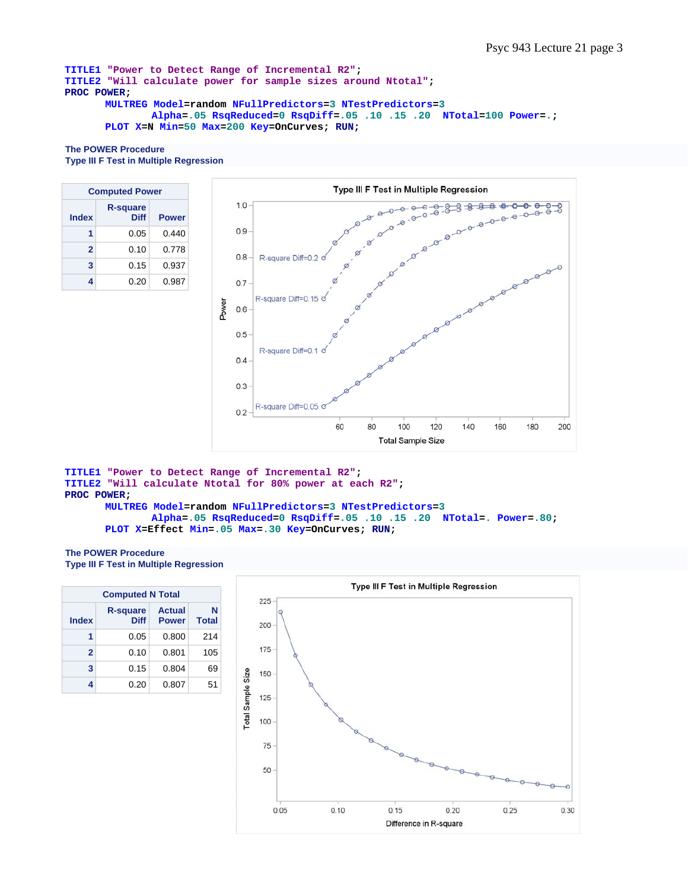```
TITLE1 "Power to Detect Range of Incremental R2";
TITLE2 "Will calculate power for sample sizes around Ntotal";
PROC POWER;
       MULTREG Model=random NFullPredictors=3 NTestPredictors=3
            Alpha=.05 RsqReduced=0 RsqDiff=.05 .10 .15 .20  NTotal=100 Power=.;
       PLOT X=N Min=50 Max=200 Key=OnCurves; RUN;
```

**The POWER Procedure**
**Type III F Test in Multiple Regression**

| Computed Power | | |
|---|---|---|
| Index | R-square Diff | Power |
| 1 | 0.05 | 0.440 |
| 2 | 0.10 | 0.778 |
| 3 | 0.15 | 0.937 |
| 4 | 0.20 | 0.987 |

```
TITLE1 "Power to Detect Range of Incremental R2";
TITLE2 "Will calculate Ntotal for 80% power at each R2";
PROC POWER;
       MULTREG Model=random NFullPredictors=3 NTestPredictors=3
            Alpha=.05 RsqReduced=0 RsqDiff=.05 .10 .15 .20  NTotal=. Power=.80;
       PLOT X=Effect Min=.05 Max=.30 Key=OnCurves; RUN;
```

**The POWER Procedure**
**Type III F Test in Multiple Regression**

| Computed N Total | | | |
|---|---|---|---|
| Index | R-square Diff | Actual Power | N Total |
| 1 | 0.05 | 0.800 | 214 |
| 2 | 0.10 | 0.801 | 105 |
| 3 | 0.15 | 0.804 | 69 |
| 4 | 0.20 | 0.807 | 51 |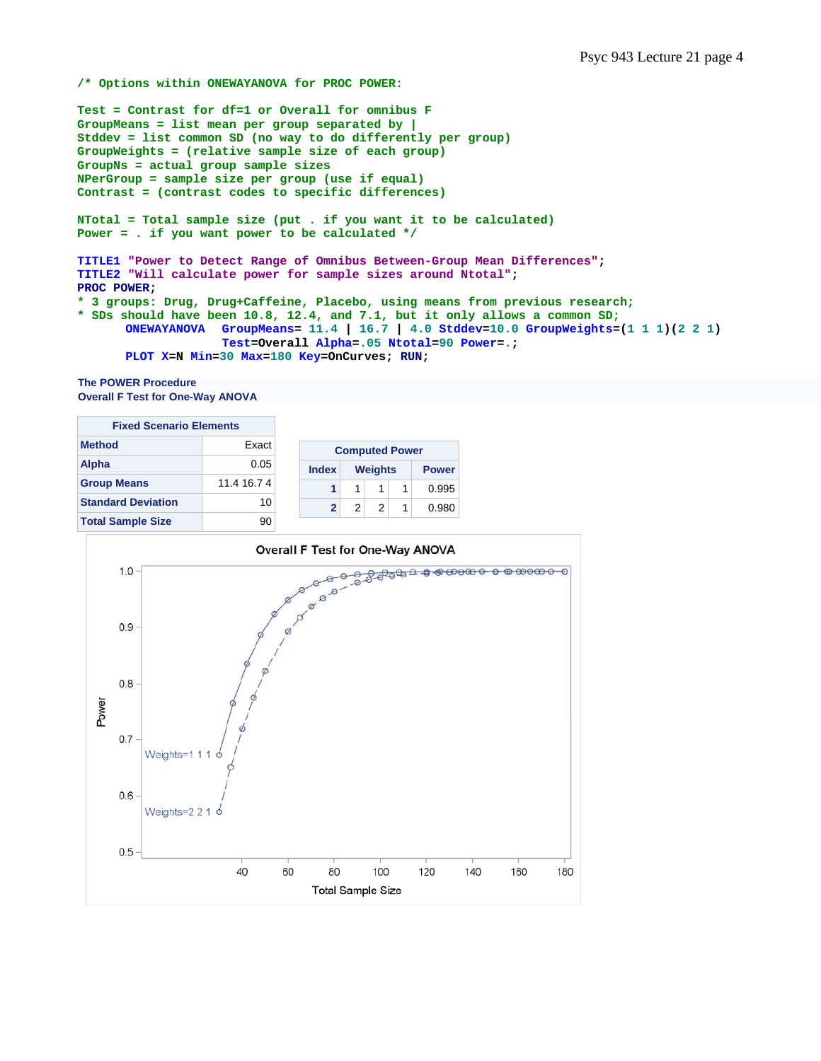```
/* Options within ONEWAYANOVA for PROC POWER:

Test = Contrast for df=1 or Overall for omnibus F
GroupMeans = list mean per group separated by |
Stddev = list common SD (no way to do differently per group)
GroupWeights = (relative sample size of each group)
GroupNs = actual group sample sizes
NPerGroup = sample size per group (use if equal)
Contrast = (contrast codes to specific differences)

NTotal = Total sample size (put . if you want it to be calculated)
Power = . if you want power to be calculated */

TITLE1 "Power to Detect Range of Omnibus Between-Group Mean Differences";
TITLE2 "Will calculate power for sample sizes around Ntotal";
PROC POWER;
* 3 groups: Drug, Drug+Caffeine, Placebo, using means from previous research;
* SDs should have been 10.8, 12.4, and 7.1, but it only allows a common SD;
      ONEWAYANOVA  GroupMeans= 11.4 | 16.7 | 4.0 Stddev=10.0 GroupWeights=(1 1 1)(2 2 1)
                   Test=Overall Alpha=.05 Ntotal=90 Power=.;
      PLOT X=N Min=30 Max=180 Key=OnCurves; RUN;
```

**The POWER Procedure**
**Overall F Test for One-Way ANOVA**

| Fixed Scenario Elements | |
|---|---|
| Method | Exact |
| Alpha | 0.05 |
| Group Means | 11.4 16.7 4 |
| Standard Deviation | 10 |
| Total Sample Size | 90 |

| Computed Power | | | | |
|---|---|---|---|---|
| Index | Weights | | | Power |
| 1 | 1 | 1 | 1 | 0.995 |
| 2 | 2 | 2 | 1 | 0.980 |

Overall F Test for One-Way ANOVA

(Plot of Power vs. Total Sample Size, curves labeled Weights=1 1 1 and Weights=2 2 1)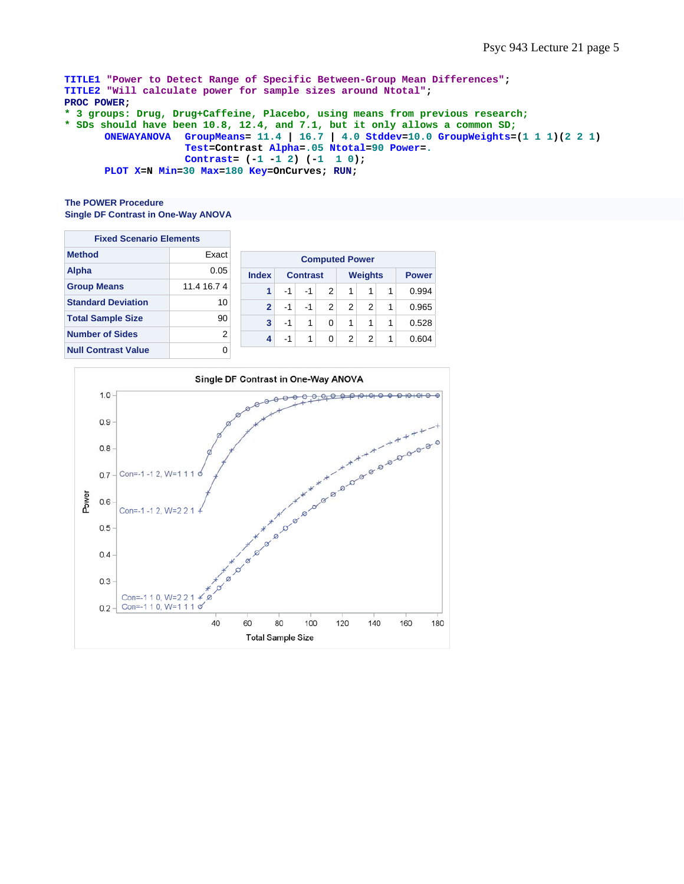```
TITLE1 "Power to Detect Range of Specific Between-Group Mean Differences";
TITLE2 "Will calculate power for sample sizes around Ntotal";
PROC POWER;
* 3 groups: Drug, Drug+Caffeine, Placebo, using means from previous research;
* SDs should have been 10.8, 12.4, and 7.1, but it only allows a common SD;
      ONEWAYANOVA   GroupMeans= 11.4 | 16.7 | 4.0 Stddev=10.0 GroupWeights=(1 1 1)(2 2 1)
                    Test=Contrast Alpha=.05 Ntotal=90 Power=.
                    Contrast= (-1 -1 2) (-1  1 0);
      PLOT X=N Min=30 Max=180 Key=OnCurves; RUN;
```

**The POWER Procedure**
**Single DF Contrast in One-Way ANOVA**

| Fixed Scenario Elements | |
|---|---|
| **Method** | Exact |
| **Alpha** | 0.05 |
| **Group Means** | 11.4 16.7 4 |
| **Standard Deviation** | 10 |
| **Total Sample Size** | 90 |
| **Number of Sides** | 2 |
| **Null Contrast Value** | 0 |

| Computed Power | | | | | | | |
|---|---|---|---|---|---|---|---|
| **Index** | **Contrast** | | | **Weights** | | | **Power** |
| 1 | -1 | -1 | 2 | 1 | 1 | 1 | 0.994 |
| 2 | -1 | -1 | 2 | 2 | 2 | 1 | 0.965 |
| 3 | -1 | 1 | 0 | 1 | 1 | 1 | 0.528 |
| 4 | -1 | 1 | 0 | 2 | 2 | 1 | 0.604 |

Single DF Contrast in One-Way ANOVA

Power vs. Total Sample Size (40–180). Curves: Con=-1 -1 2, W=1 1 1; Con=-1 -1 2, W=2 2 1; Con=-1 1 0, W=2 2 1; Con=-1 1 0, W=1 1 1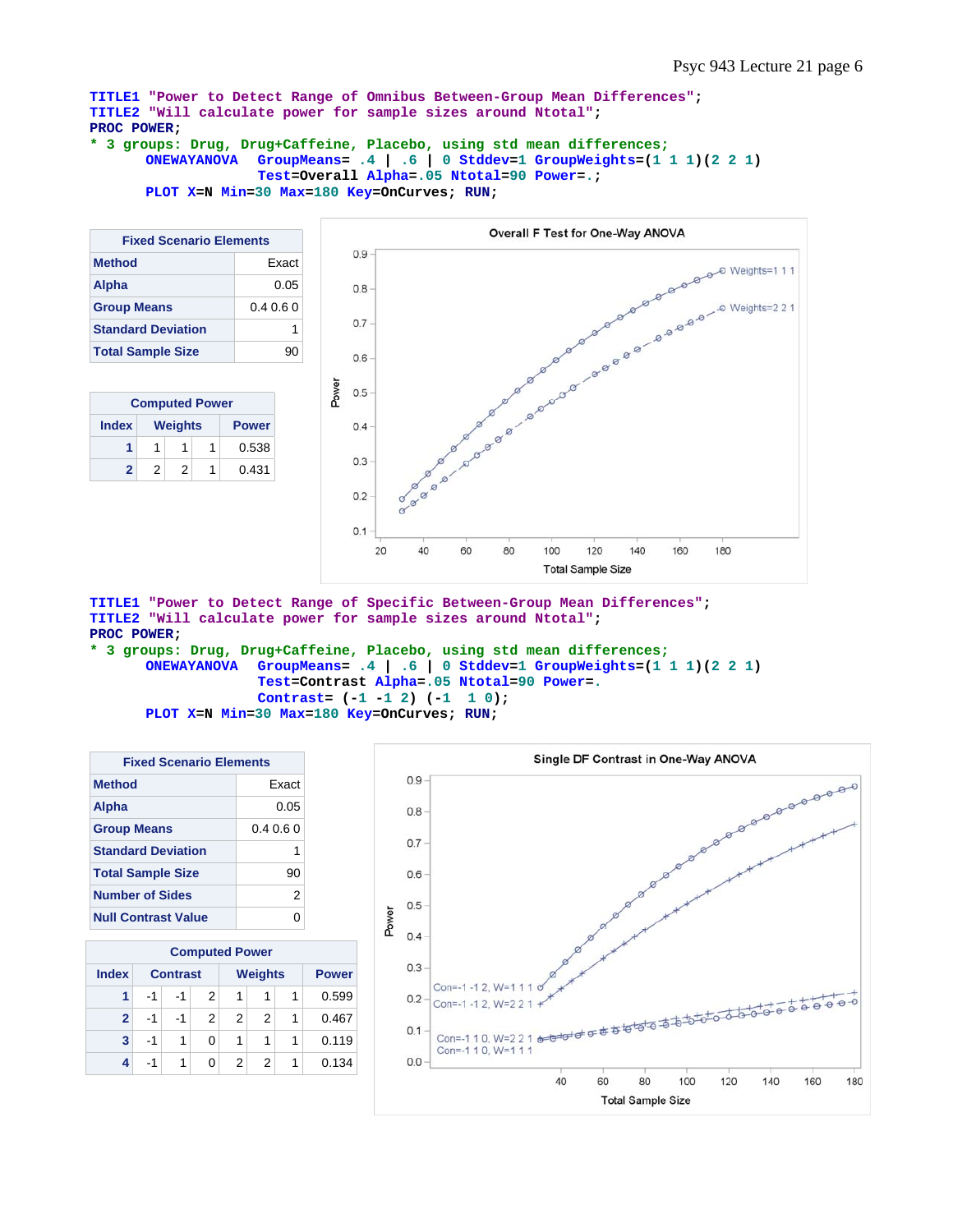```
TITLE1 "Power to Detect Range of Omnibus Between-Group Mean Differences";
TITLE2 "Will calculate power for sample sizes around Ntotal";
PROC POWER;
* 3 groups: Drug, Drug+Caffeine, Placebo, using std mean differences;
      ONEWAYANOVA  GroupMeans= .4 | .6 | 0 Stddev=1 GroupWeights=(1 1 1)(2 2 1)
                   Test=Overall Alpha=.05 Ntotal=90 Power=.;
      PLOT X=N Min=30 Max=180 Key=OnCurves; RUN;
```

| Fixed Scenario Elements | |
|---|---|
| Method | Exact |
| Alpha | 0.05 |
| Group Means | 0.4 0.6 0 |
| Standard Deviation | 1 |
| Total Sample Size | 90 |

| Computed Power | | | | |
|---|---|---|---|---|
| Index | Weights | | | Power |
| 1 | 1 | 1 | 1 | 0.538 |
| 2 | 2 | 2 | 1 | 0.431 |

```
TITLE1 "Power to Detect Range of Specific Between-Group Mean Differences";
TITLE2 "Will calculate power for sample sizes around Ntotal";
PROC POWER;
* 3 groups: Drug, Drug+Caffeine, Placebo, using std mean differences;
      ONEWAYANOVA  GroupMeans= .4 | .6 | 0 Stddev=1 GroupWeights=(1 1 1)(2 2 1)
                   Test=Contrast Alpha=.05 Ntotal=90 Power=.
                   Contrast= (-1 -1 2) (-1  1 0);
      PLOT X=N Min=30 Max=180 Key=OnCurves; RUN;
```

| Fixed Scenario Elements | |
|---|---|
| Method | Exact |
| Alpha | 0.05 |
| Group Means | 0.4 0.6 0 |
| Standard Deviation | 1 |
| Total Sample Size | 90 |
| Number of Sides | 2 |
| Null Contrast Value | 0 |

| Computed Power | | | | | | | |
|---|---|---|---|---|---|---|---|
| Index | Contrast | | | Weights | | | Power |
| 1 | -1 | -1 | 2 | 1 | 1 | 1 | 0.599 |
| 2 | -1 | -1 | 2 | 2 | 2 | 1 | 0.467 |
| 3 | -1 | 1 | 0 | 1 | 1 | 1 | 0.119 |
| 4 | -1 | 1 | 0 | 2 | 2 | 1 | 0.134 |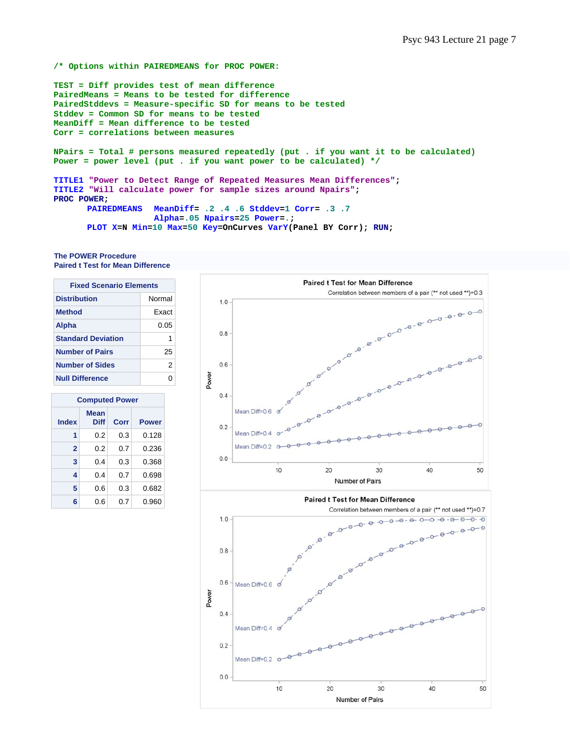```
/* Options within PAIREDMEANS for PROC POWER:

TEST = Diff provides test of mean difference
PairedMeans = Means to be tested for difference
PairedStddevs = Measure-specific SD for means to be tested
Stddev = Common SD for means to be tested
MeanDiff = Mean difference to be tested
Corr = correlations between measures

NPairs = Total # persons measured repeatedly (put . if you want it to be calculated)
Power = power level (put . if you want power to be calculated) */

TITLE1 "Power to Detect Range of Repeated Measures Mean Differences";
TITLE2 "Will calculate power for sample sizes around Npairs";
PROC POWER;
      PAIREDMEANS  MeanDiff= .2 .4 .6 Stddev=1 Corr= .3 .7
                   Alpha=.05 Npairs=25 Power=.;
      PLOT X=N Min=10 Max=50 Key=OnCurves VarY(Panel BY Corr); RUN;
```

**The POWER Procedure**
**Paired t Test for Mean Difference**

| Fixed Scenario Elements | |
|---|---|
| Distribution | Normal |
| Method | Exact |
| Alpha | 0.05 |
| Standard Deviation | 1 |
| Number of Pairs | 25 |
| Number of Sides | 2 |
| Null Difference | 0 |

| Computed Power | | | |
|---|---|---|---|
| Index | Mean Diff | Corr | Power |
| 1 | 0.2 | 0.3 | 0.128 |
| 2 | 0.2 | 0.7 | 0.236 |
| 3 | 0.4 | 0.3 | 0.368 |
| 4 | 0.4 | 0.7 | 0.698 |
| 5 | 0.6 | 0.3 | 0.682 |
| 6 | 0.6 | 0.7 | 0.960 |

Paired t Test for Mean Difference
Correlation between members of a pair (** not used **)=0.3

Paired t Test for Mean Difference
Correlation between members of a pair (** not used **)=0.7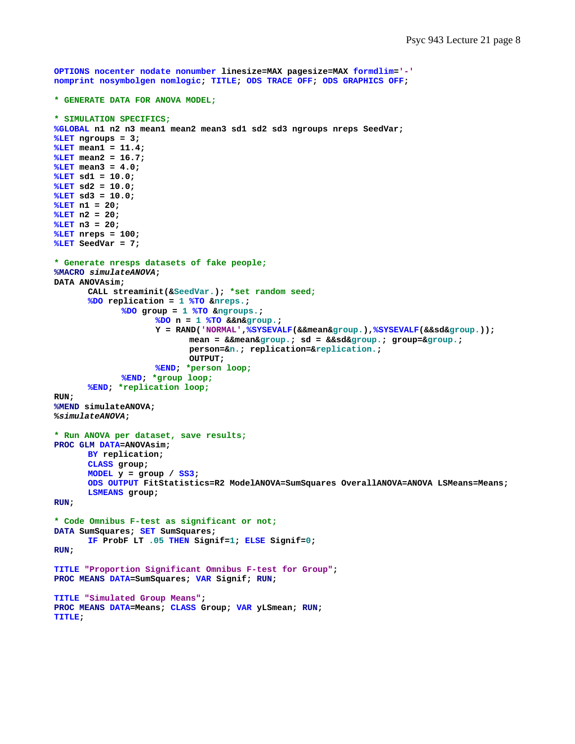```
OPTIONS nocenter nodate nonumber linesize=MAX pagesize=MAX formdlim='-'
nomprint nosymbolgen nomlogic; TITLE; ODS TRACE OFF; ODS GRAPHICS OFF;

* GENERATE DATA FOR ANOVA MODEL;

* SIMULATION SPECIFICS;
%GLOBAL n1 n2 n3 mean1 mean2 mean3 sd1 sd2 sd3 ngroups nreps SeedVar;
%LET ngroups = 3;
%LET mean1 = 11.4;
%LET mean2 = 16.7;
%LET mean3 = 4.0;
%LET sd1 = 10.0;
%LET sd2 = 10.0;
%LET sd3 = 10.0;
%LET n1 = 20;
%LET n2 = 20;
%LET n3 = 20;
%LET nreps = 100;
%LET SeedVar = 7;

* Generate nresps datasets of fake people;
%MACRO simulateANOVA;
DATA ANOVAsim;
      CALL streaminit(&SeedVar.); *set random seed;
      %DO replication = 1 %TO &nreps.;
            %DO group = 1 %TO &ngroups.;
                  %DO n = 1 %TO &&n&group.;
                  Y = RAND('NORMAL',%SYSEVALF(&&mean&group.),%SYSEVALF(&&sd&group.));
                        mean = &&mean&group.; sd = &&sd&group.; group=&group.;
                        person=&n.; replication=&replication.;
                        OUTPUT;
                  %END; *person loop;
            %END; *group loop;
      %END; *replication loop;
RUN;
%MEND simulateANOVA;
%simulateANOVA;

* Run ANOVA per dataset, save results;
PROC GLM DATA=ANOVAsim;
      BY replication;
      CLASS group;
      MODEL y = group / SS3;
      ODS OUTPUT FitStatistics=R2 ModelANOVA=SumSquares OverallANOVA=ANOVA LSMeans=Means;
      LSMEANS group;
RUN;

* Code Omnibus F-test as significant or not;
DATA SumSquares; SET SumSquares;
      IF ProbF LT .05 THEN Signif=1; ELSE Signif=0;
RUN;

TITLE "Proportion Significant Omnibus F-test for Group";
PROC MEANS DATA=SumSquares; VAR Signif; RUN;

TITLE "Simulated Group Means";
PROC MEANS DATA=Means; CLASS Group; VAR yLSmean; RUN;
TITLE;
```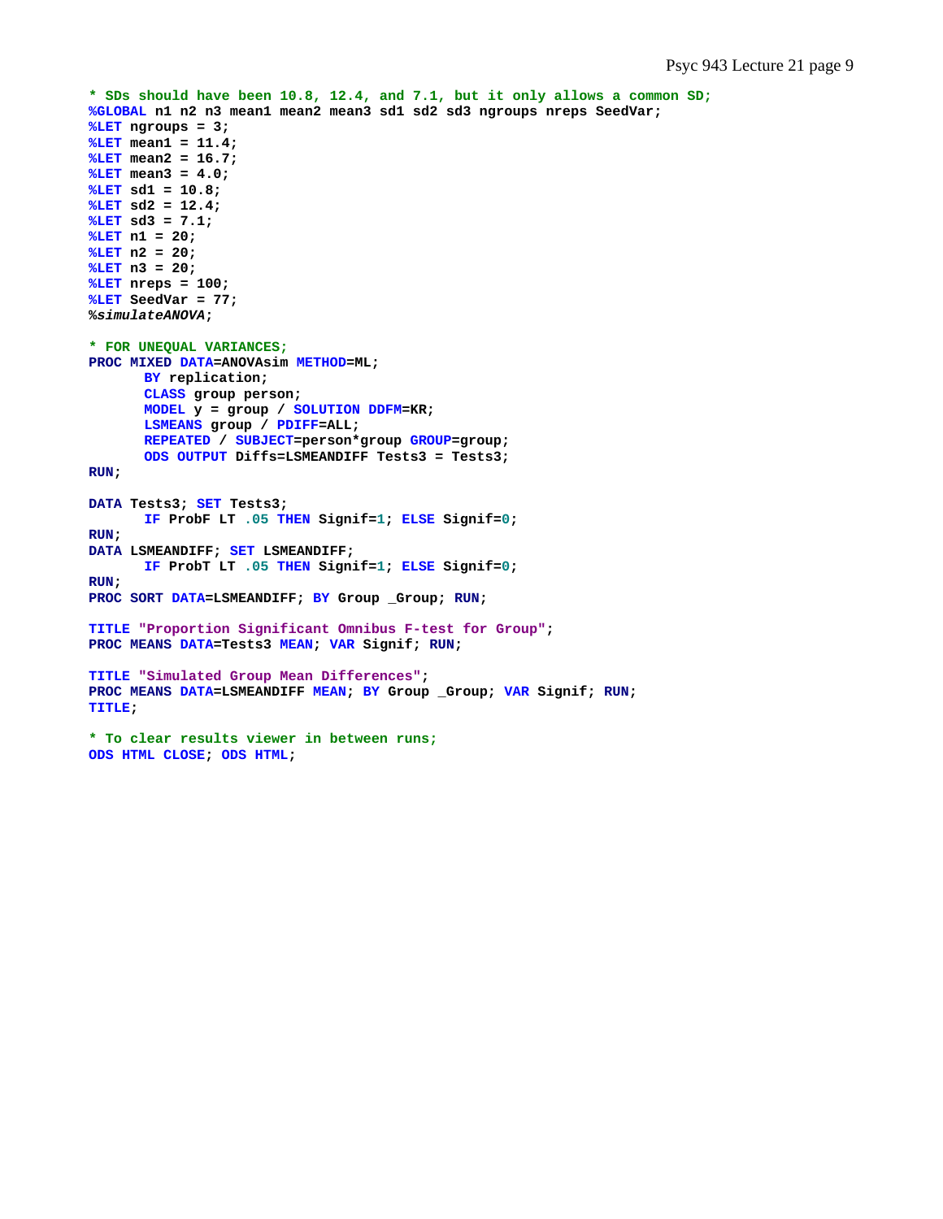```
* SDs should have been 10.8, 12.4, and 7.1, but it only allows a common SD;
%GLOBAL n1 n2 n3 mean1 mean2 mean3 sd1 sd2 sd3 ngroups nreps SeedVar;
%LET ngroups = 3;
%LET mean1 = 11.4;
%LET mean2 = 16.7;
%LET mean3 = 4.0;
%LET sd1 = 10.8;
%LET sd2 = 12.4;
%LET sd3 = 7.1;
%LET n1 = 20;
%LET n2 = 20;
%LET n3 = 20;
%LET nreps = 100;
%LET SeedVar = 77;
%simulateANOVA;

* FOR UNEQUAL VARIANCES;
PROC MIXED DATA=ANOVAsim METHOD=ML;
      BY replication;
      CLASS group person;
      MODEL y = group / SOLUTION DDFM=KR;
      LSMEANS group / PDIFF=ALL;
      REPEATED / SUBJECT=person*group GROUP=group;
      ODS OUTPUT Diffs=LSMEANDIFF Tests3 = Tests3;
RUN;

DATA Tests3; SET Tests3;
      IF ProbF LT .05 THEN Signif=1; ELSE Signif=0;
RUN;
DATA LSMEANDIFF; SET LSMEANDIFF;
      IF ProbT LT .05 THEN Signif=1; ELSE Signif=0;
RUN;
PROC SORT DATA=LSMEANDIFF; BY Group _Group; RUN;

TITLE "Proportion Significant Omnibus F-test for Group";
PROC MEANS DATA=Tests3 MEAN; VAR Signif; RUN;

TITLE "Simulated Group Mean Differences";
PROC MEANS DATA=LSMEANDIFF MEAN; BY Group _Group; VAR Signif; RUN;
TITLE;

* To clear results viewer in between runs;
ODS HTML CLOSE; ODS HTML;
```